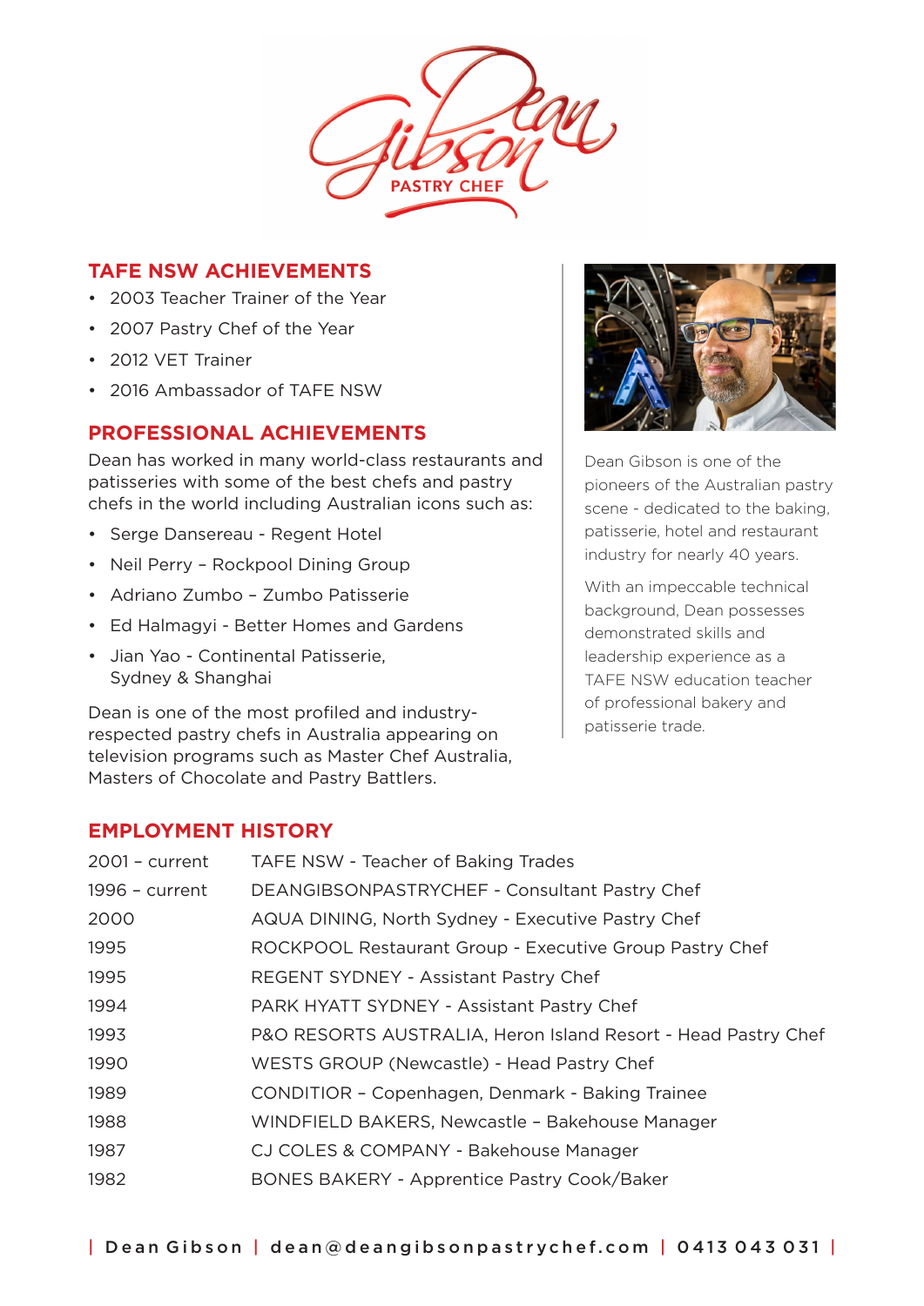Dean Gibson

PASTRY CHEF

## TAFE NSW ACHIEVEMENTS

- 2003 Teacher Trainer of the Year
- 2007 Pastry Chef of the Year
- 2012 VET Trainer
- 2016 Ambassador of TAFE NSW

## PROFESSIONAL ACHIEVEMENTS

Dean has worked in many world-class restaurants and patisseries with some of the best chefs and pastry chefs in the world including Australian icons such as:

- Serge Dansereau - Regent Hotel
- Neil Perry – Rockpool Dining Group
- Adriano Zumbo – Zumbo Patisserie
- Ed Halmagyi - Better Homes and Gardens
- Jian Yao - Continental Patisserie, Sydney & Shanghai

Dean is one of the most profiled and industry-respected pastry chefs in Australia appearing on television programs such as Master Chef Australia, Masters of Chocolate and Pastry Battlers.

Dean Gibson is one of the pioneers of the Australian pastry scene - dedicated to the baking, patisserie, hotel and restaurant industry for nearly 40 years.

With an impeccable technical background, Dean possesses demonstrated skills and leadership experience as a TAFE NSW education teacher of professional bakery and patisserie trade.

## EMPLOYMENT HISTORY

| | |
|---|---|
| 2001 – current | TAFE NSW - Teacher of Baking Trades |
| 1996 – current | DEANGIBSONPASTRYCHEF - Consultant Pastry Chef |
| 2000 | AQUA DINING, North Sydney - Executive Pastry Chef |
| 1995 | ROCKPOOL Restaurant Group - Executive Group Pastry Chef |
| 1995 | REGENT SYDNEY - Assistant Pastry Chef |
| 1994 | PARK HYATT SYDNEY - Assistant Pastry Chef |
| 1993 | P&O RESORTS AUSTRALIA, Heron Island Resort - Head Pastry Chef |
| 1990 | WESTS GROUP (Newcastle) - Head Pastry Chef |
| 1989 | CONDITIOR – Copenhagen, Denmark - Baking Trainee |
| 1988 | WINDFIELD BAKERS, Newcastle – Bakehouse Manager |
| 1987 | CJ COLES & COMPANY - Bakehouse Manager |
| 1982 | BONES BAKERY - Apprentice Pastry Cook/Baker |

| Dean Gibson | dean@deangibsonpastrychef.com | 0413 043 031 |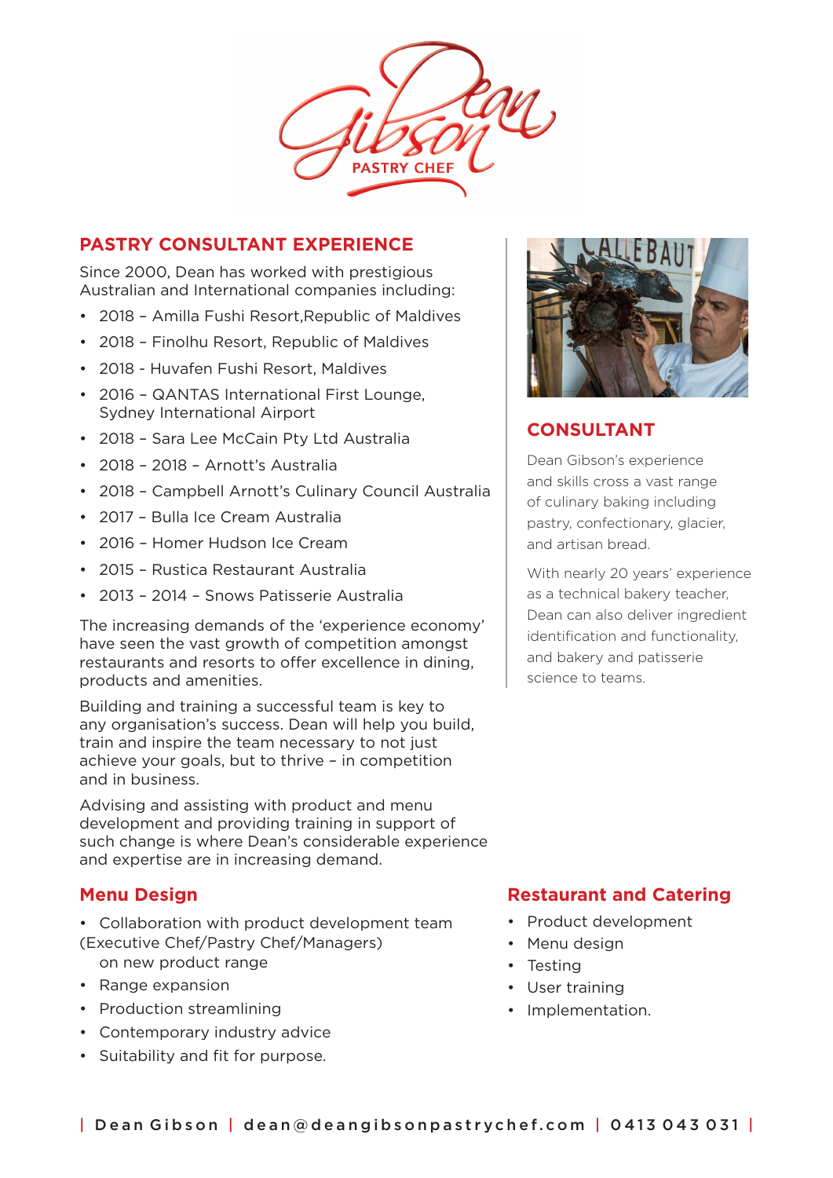Dean Gibson

PASTRY CHEF

## PASTRY CONSULTANT EXPERIENCE

Since 2000, Dean has worked with prestigious Australian and International companies including:

- 2018 – Amilla Fushi Resort,Republic of Maldives
- 2018 – Finolhu Resort, Republic of Maldives
- 2018 - Huvafen Fushi Resort, Maldives
- 2016 – QANTAS International First Lounge, Sydney International Airport
- 2018 – Sara Lee McCain Pty Ltd Australia
- 2018 – 2018 – Arnott's Australia
- 2018 – Campbell Arnott's Culinary Council Australia
- 2017 – Bulla Ice Cream Australia
- 2016 – Homer Hudson Ice Cream
- 2015 – Rustica Restaurant Australia
- 2013 – 2014 – Snows Patisserie Australia

The increasing demands of the 'experience economy' have seen the vast growth of competition amongst restaurants and resorts to offer excellence in dining, products and amenities.

Building and training a successful team is key to any organisation's success. Dean will help you build, train and inspire the team necessary to not just achieve your goals, but to thrive – in competition and in business.

Advising and assisting with product and menu development and providing training in support of such change is where Dean's considerable experience and expertise are in increasing demand.

## CONSULTANT

Dean Gibson's experience and skills cross a vast range of culinary baking including pastry, confectionary, glacier, and artisan bread.

With nearly 20 years' experience as a technical bakery teacher, Dean can also deliver ingredient identification and functionality, and bakery and patisserie science to teams.

## Menu Design

- Collaboration with product development team (Executive Chef/Pastry Chef/Managers) on new product range
- Range expansion
- Production streamlining
- Contemporary industry advice
- Suitability and fit for purpose.

## Restaurant and Catering

- Product development
- Menu design
- Testing
- User training
- Implementation.

| Dean Gibson | dean@deangibsonpastrychef.com | 0413 043 031 |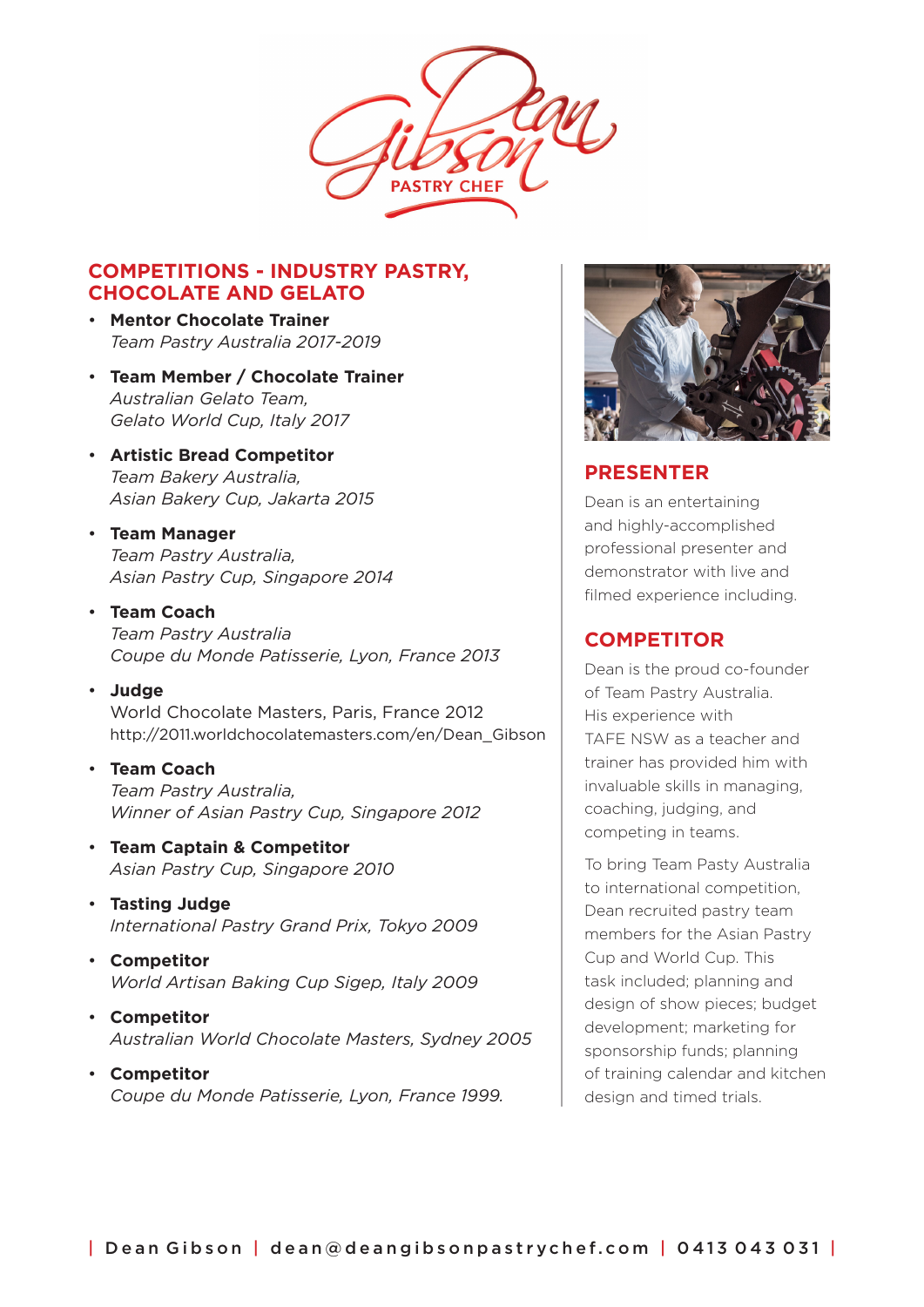Dean Gibson
PASTRY CHEF

## COMPETITIONS - INDUSTRY PASTRY, CHOCOLATE AND GELATO

- **Mentor Chocolate Trainer**
  *Team Pastry Australia 2017-2019*
- **Team Member / Chocolate Trainer**
  *Australian Gelato Team,*
  *Gelato World Cup, Italy 2017*
- **Artistic Bread Competitor**
  *Team Bakery Australia,*
  *Asian Bakery Cup, Jakarta 2015*
- **Team Manager**
  *Team Pastry Australia,*
  *Asian Pastry Cup, Singapore 2014*
- **Team Coach**
  *Team Pastry Australia*
  *Coupe du Monde Patisserie, Lyon, France 2013*
- **Judge**
  World Chocolate Masters, Paris, France 2012
  http://2011.worldchocolatemasters.com/en/Dean_Gibson
- **Team Coach**
  *Team Pastry Australia,*
  *Winner of Asian Pastry Cup, Singapore 2012*
- **Team Captain & Competitor**
  *Asian Pastry Cup, Singapore 2010*
- **Tasting Judge**
  *International Pastry Grand Prix, Tokyo 2009*
- **Competitor**
  *World Artisan Baking Cup Sigep, Italy 2009*
- **Competitor**
  *Australian World Chocolate Masters, Sydney 2005*
- **Competitor**
  *Coupe du Monde Patisserie, Lyon, France 1999.*

## PRESENTER

Dean is an entertaining and highly-accomplished professional presenter and demonstrator with live and filmed experience including.

## COMPETITOR

Dean is the proud co-founder of Team Pastry Australia. His experience with TAFE NSW as a teacher and trainer has provided him with invaluable skills in managing, coaching, judging, and competing in teams.

To bring Team Pasty Australia to international competition, Dean recruited pastry team members for the Asian Pastry Cup and World Cup. This task included; planning and design of show pieces; budget development; marketing for sponsorship funds; planning of training calendar and kitchen design and timed trials.

| Dean Gibson | dean@deangibsonpastrychef.com | 0413 043 031 |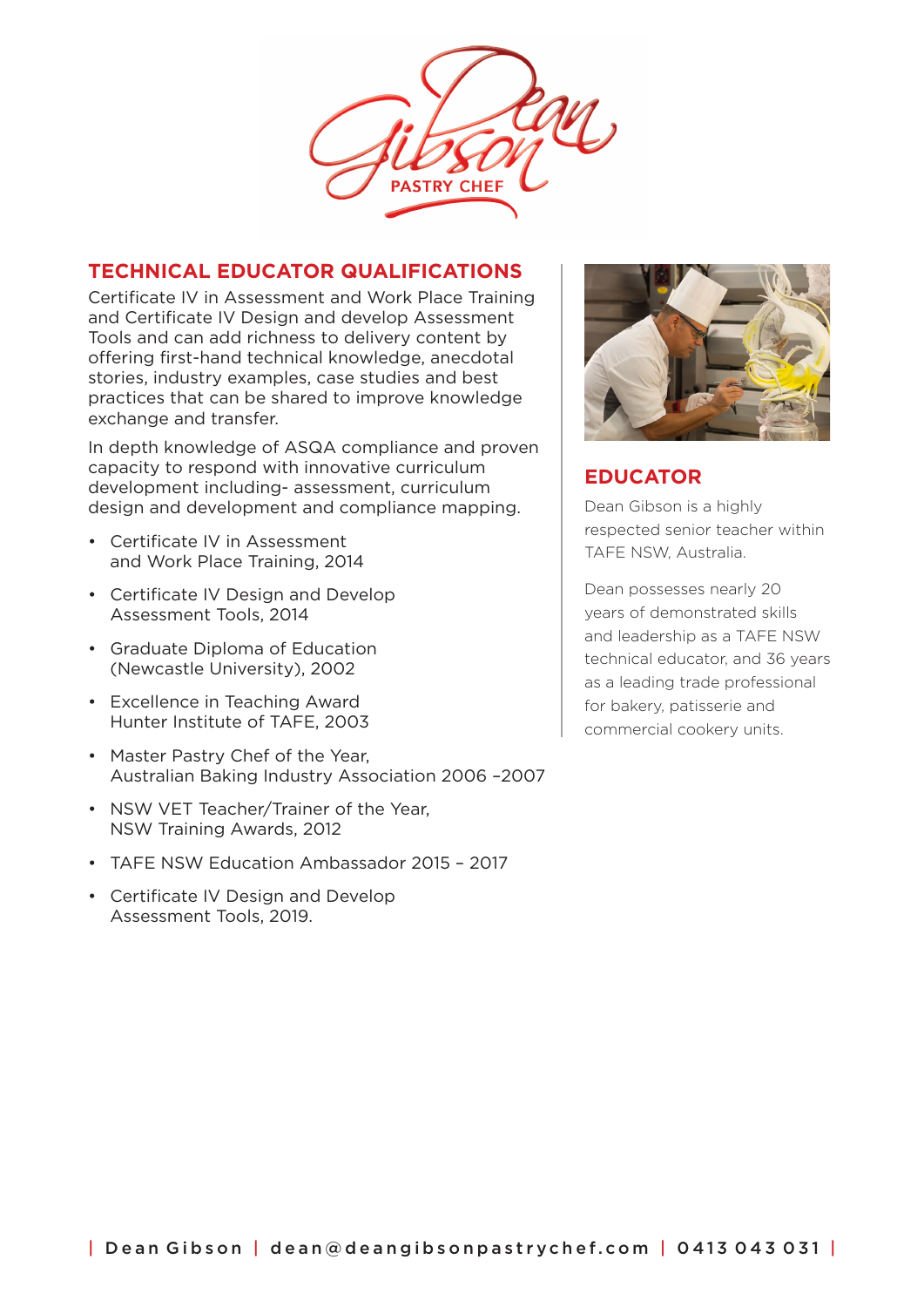Dean Gibson
PASTRY CHEF

## TECHNICAL EDUCATOR QUALIFICATIONS

Certificate IV in Assessment and Work Place Training and Certificate IV Design and develop Assessment Tools and can add richness to delivery content by offering first-hand technical knowledge, anecdotal stories, industry examples, case studies and best practices that can be shared to improve knowledge exchange and transfer.

In depth knowledge of ASQA compliance and proven capacity to respond with innovative curriculum development including- assessment, curriculum design and development and compliance mapping.

- Certificate IV in Assessment and Work Place Training, 2014
- Certificate IV Design and Develop Assessment Tools, 2014
- Graduate Diploma of Education (Newcastle University), 2002
- Excellence in Teaching Award Hunter Institute of TAFE, 2003
- Master Pastry Chef of the Year, Australian Baking Industry Association 2006 –2007
- NSW VET Teacher/Trainer of the Year, NSW Training Awards, 2012
- TAFE NSW Education Ambassador 2015 – 2017
- Certificate IV Design and Develop Assessment Tools, 2019.

## EDUCATOR

Dean Gibson is a highly respected senior teacher within TAFE NSW, Australia.

Dean possesses nearly 20 years of demonstrated skills and leadership as a TAFE NSW technical educator, and 36 years as a leading trade professional for bakery, patisserie and commercial cookery units.

| Dean Gibson | dean@deangibsonpastrychef.com | 0413 043 031 |